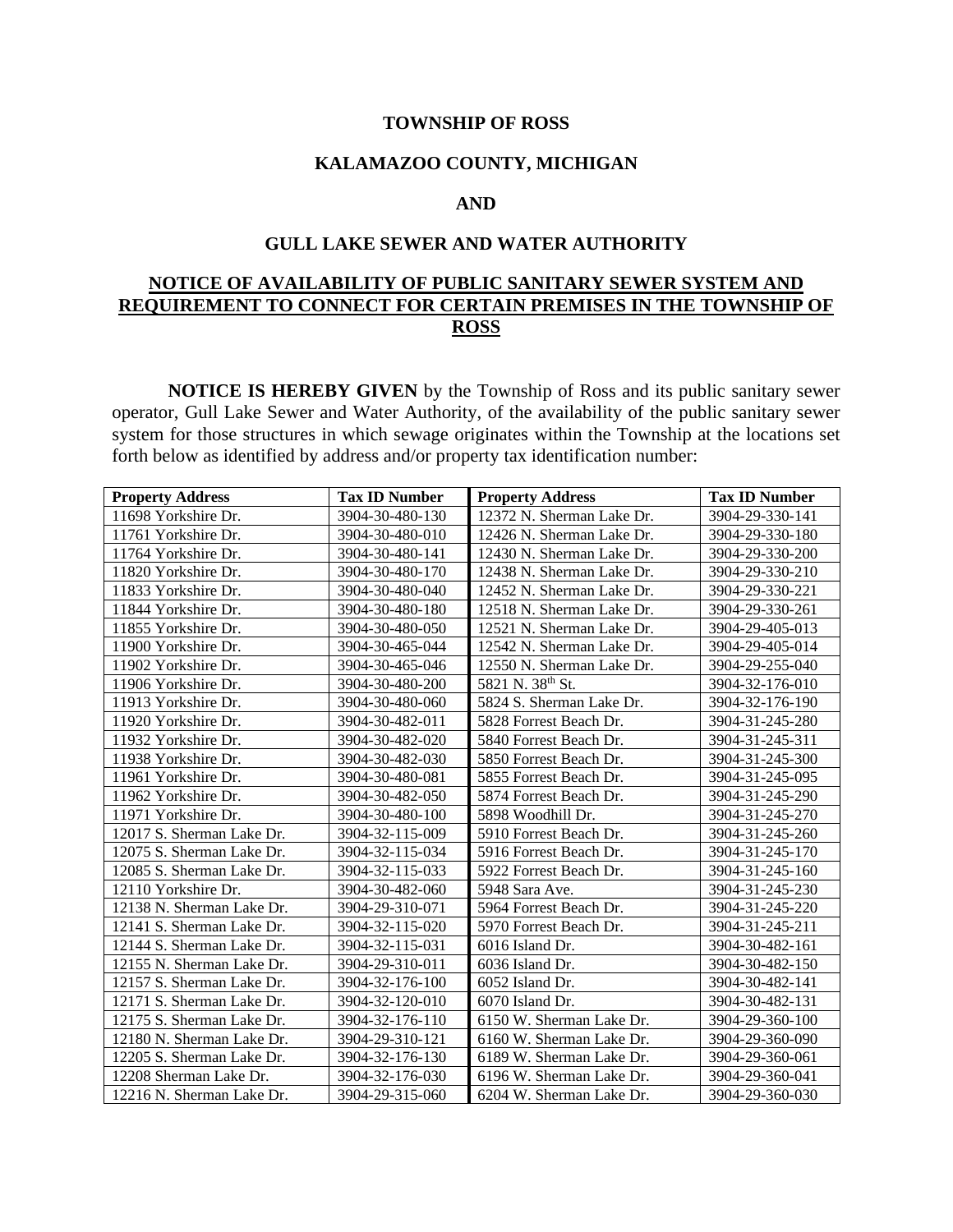**TOWNSHIP OF ROSS**

**KALAMAZOO COUNTY, MICHIGAN**

**AND**

**GULL LAKE SEWER AND WATER AUTHORITY**

**NOTICE OF AVAILABILITY OF PUBLIC SANITARY SEWER SYSTEM AND REQUIREMENT TO CONNECT FOR CERTAIN PREMISES IN THE TOWNSHIP OF ROSS**

**NOTICE IS HEREBY GIVEN** by the Township of Ross and its public sanitary sewer operator, Gull Lake Sewer and Water Authority, of the availability of the public sanitary sewer system for those structures in which sewage originates within the Township at the locations set forth below as identified by address and/or property tax identification number:

| Property Address | Tax ID Number | Property Address | Tax ID Number |
|---|---|---|---|
| 11698 Yorkshire Dr. | 3904-30-480-130 | 12372 N. Sherman Lake Dr. | 3904-29-330-141 |
| 11761 Yorkshire Dr. | 3904-30-480-010 | 12426 N. Sherman Lake Dr. | 3904-29-330-180 |
| 11764 Yorkshire Dr. | 3904-30-480-141 | 12430 N. Sherman Lake Dr. | 3904-29-330-200 |
| 11820 Yorkshire Dr. | 3904-30-480-170 | 12438 N. Sherman Lake Dr. | 3904-29-330-210 |
| 11833 Yorkshire Dr. | 3904-30-480-040 | 12452 N. Sherman Lake Dr. | 3904-29-330-221 |
| 11844 Yorkshire Dr. | 3904-30-480-180 | 12518 N. Sherman Lake Dr. | 3904-29-330-261 |
| 11855 Yorkshire Dr. | 3904-30-480-050 | 12521 N. Sherman Lake Dr. | 3904-29-405-013 |
| 11900 Yorkshire Dr. | 3904-30-465-044 | 12542 N. Sherman Lake Dr. | 3904-29-405-014 |
| 11902 Yorkshire Dr. | 3904-30-465-046 | 12550 N. Sherman Lake Dr. | 3904-29-255-040 |
| 11906 Yorkshire Dr. | 3904-30-480-200 | 5821 N. 38th St. | 3904-32-176-010 |
| 11913 Yorkshire Dr. | 3904-30-480-060 | 5824 S. Sherman Lake Dr. | 3904-32-176-190 |
| 11920 Yorkshire Dr. | 3904-30-482-011 | 5828 Forrest Beach Dr. | 3904-31-245-280 |
| 11932 Yorkshire Dr. | 3904-30-482-020 | 5840 Forrest Beach Dr. | 3904-31-245-311 |
| 11938 Yorkshire Dr. | 3904-30-482-030 | 5850 Forrest Beach Dr. | 3904-31-245-300 |
| 11961 Yorkshire Dr. | 3904-30-480-081 | 5855 Forrest Beach Dr. | 3904-31-245-095 |
| 11962 Yorkshire Dr. | 3904-30-482-050 | 5874 Forrest Beach Dr. | 3904-31-245-290 |
| 11971 Yorkshire Dr. | 3904-30-480-100 | 5898 Woodhill Dr. | 3904-31-245-270 |
| 12017 S. Sherman Lake Dr. | 3904-32-115-009 | 5910 Forrest Beach Dr. | 3904-31-245-260 |
| 12075 S. Sherman Lake Dr. | 3904-32-115-034 | 5916 Forrest Beach Dr. | 3904-31-245-170 |
| 12085 S. Sherman Lake Dr. | 3904-32-115-033 | 5922 Forrest Beach Dr. | 3904-31-245-160 |
| 12110 Yorkshire Dr. | 3904-30-482-060 | 5948 Sara Ave. | 3904-31-245-230 |
| 12138 N. Sherman Lake Dr. | 3904-29-310-071 | 5964 Forrest Beach Dr. | 3904-31-245-220 |
| 12141 S. Sherman Lake Dr. | 3904-32-115-020 | 5970 Forrest Beach Dr. | 3904-31-245-211 |
| 12144 S. Sherman Lake Dr. | 3904-32-115-031 | 6016 Island Dr. | 3904-30-482-161 |
| 12155 N. Sherman Lake Dr. | 3904-29-310-011 | 6036 Island Dr. | 3904-30-482-150 |
| 12157 S. Sherman Lake Dr. | 3904-32-176-100 | 6052 Island Dr. | 3904-30-482-141 |
| 12171 S. Sherman Lake Dr. | 3904-32-120-010 | 6070 Island Dr. | 3904-30-482-131 |
| 12175 S. Sherman Lake Dr. | 3904-32-176-110 | 6150 W. Sherman Lake Dr. | 3904-29-360-100 |
| 12180 N. Sherman Lake Dr. | 3904-29-310-121 | 6160 W. Sherman Lake Dr. | 3904-29-360-090 |
| 12205 S. Sherman Lake Dr. | 3904-32-176-130 | 6189 W. Sherman Lake Dr. | 3904-29-360-061 |
| 12208 Sherman Lake Dr. | 3904-32-176-030 | 6196 W. Sherman Lake Dr. | 3904-29-360-041 |
| 12216 N. Sherman Lake Dr. | 3904-29-315-060 | 6204 W. Sherman Lake Dr. | 3904-29-360-030 |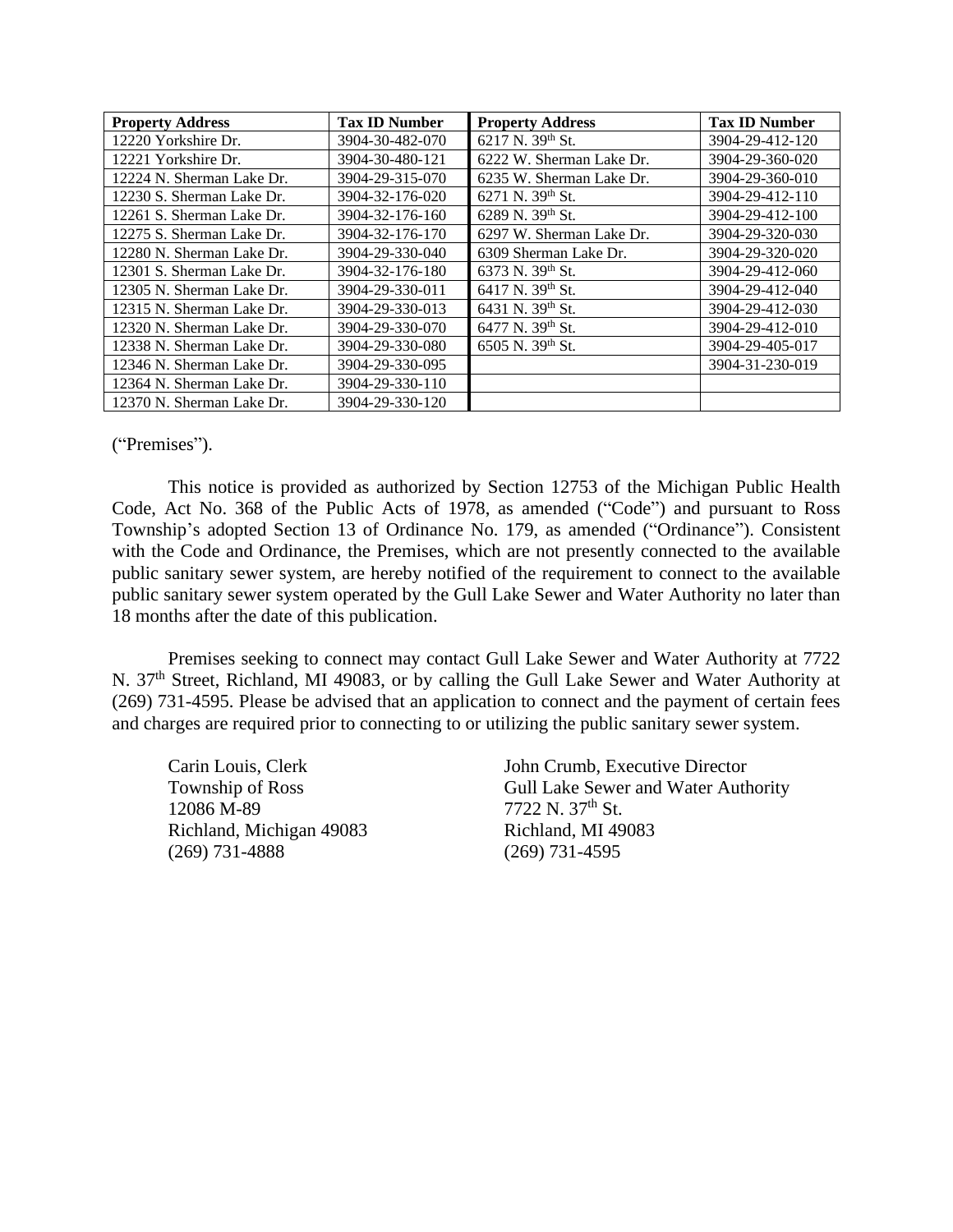| Property Address | Tax ID Number | Property Address | Tax ID Number |
|---|---|---|---|
| 12220 Yorkshire Dr. | 3904-30-482-070 | 6217 N. 39th St. | 3904-29-412-120 |
| 12221 Yorkshire Dr. | 3904-30-480-121 | 6222 W. Sherman Lake Dr. | 3904-29-360-020 |
| 12224 N. Sherman Lake Dr. | 3904-29-315-070 | 6235 W. Sherman Lake Dr. | 3904-29-360-010 |
| 12230 S. Sherman Lake Dr. | 3904-32-176-020 | 6271 N. 39th St. | 3904-29-412-110 |
| 12261 S. Sherman Lake Dr. | 3904-32-176-160 | 6289 N. 39th St. | 3904-29-412-100 |
| 12275 S. Sherman Lake Dr. | 3904-32-176-170 | 6297 W. Sherman Lake Dr. | 3904-29-320-030 |
| 12280 N. Sherman Lake Dr. | 3904-29-330-040 | 6309 Sherman Lake Dr. | 3904-29-320-020 |
| 12301 S. Sherman Lake Dr. | 3904-32-176-180 | 6373 N. 39th St. | 3904-29-412-060 |
| 12305 N. Sherman Lake Dr. | 3904-29-330-011 | 6417 N. 39th St. | 3904-29-412-040 |
| 12315 N. Sherman Lake Dr. | 3904-29-330-013 | 6431 N. 39th St. | 3904-29-412-030 |
| 12320 N. Sherman Lake Dr. | 3904-29-330-070 | 6477 N. 39th St. | 3904-29-412-010 |
| 12338 N. Sherman Lake Dr. | 3904-29-330-080 | 6505 N. 39th St. | 3904-29-405-017 |
| 12346 N. Sherman Lake Dr. | 3904-29-330-095 | | 3904-31-230-019 |
| 12364 N. Sherman Lake Dr. | 3904-29-330-110 | | |
| 12370 N. Sherman Lake Dr. | 3904-29-330-120 | | |

("Premises").

This notice is provided as authorized by Section 12753 of the Michigan Public Health Code, Act No. 368 of the Public Acts of 1978, as amended ("Code") and pursuant to Ross Township's adopted Section 13 of Ordinance No. 179, as amended ("Ordinance"). Consistent with the Code and Ordinance, the Premises, which are not presently connected to the available public sanitary sewer system, are hereby notified of the requirement to connect to the available public sanitary sewer system operated by the Gull Lake Sewer and Water Authority no later than 18 months after the date of this publication.

Premises seeking to connect may contact Gull Lake Sewer and Water Authority at 7722 N. 37th Street, Richland, MI 49083, or by calling the Gull Lake Sewer and Water Authority at (269) 731-4595. Please be advised that an application to connect and the payment of certain fees and charges are required prior to connecting to or utilizing the public sanitary sewer system.

Carin Louis, Clerk
Township of Ross
12086 M-89
Richland, Michigan 49083
(269) 731-4888

John Crumb, Executive Director
Gull Lake Sewer and Water Authority
7722 N. 37th St.
Richland, MI 49083
(269) 731-4595